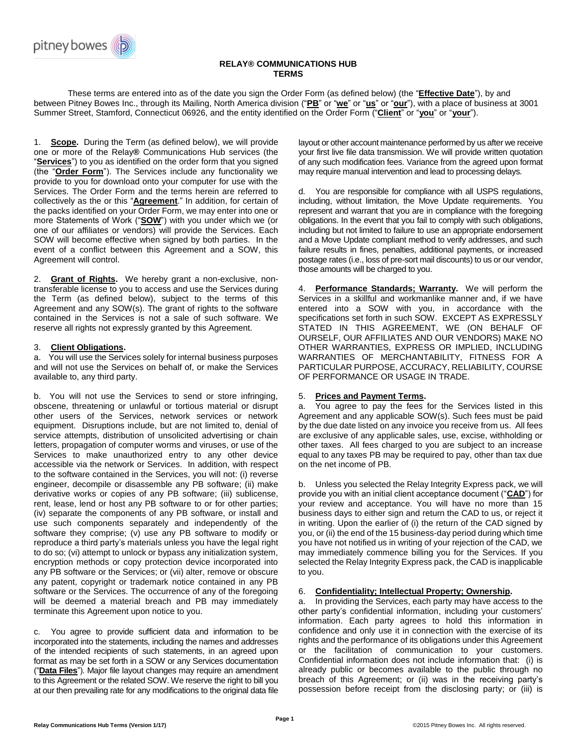# RELAY® COMMUNICATIONS HUB TERMS

These terms are entered into as of the date you sign the Order Form (as defined below) (the "**Effective Date**"), by and between Pitney Bowes Inc., through its Mailing, North America division ("**PB**" or "**we**" or "**us**" or "**our**"), with a place of business at 3001 Summer Street, Stamford, Connecticut 06926, and the entity identified on the Order Form ("**Client**" or "**you**" or "**your**").

1. **Scope.** During the Term (as defined below), we will provide one or more of the Relay® Communications Hub services (the "**Services**") to you as identified on the order form that you signed (the "**Order Form**"). The Services include any functionality we provide to you for download onto your computer for use with the Services. The Order Form and the terms herein are referred to collectively as the or this "**Agreement**." In addition, for certain of the packs identified on your Order Form, we may enter into one or more Statements of Work ("**SOW**") with you under which we (or one of our affiliates or vendors) will provide the Services. Each SOW will become effective when signed by both parties. In the event of a conflict between this Agreement and a SOW, this Agreement will control.

2. **Grant of Rights.** We hereby grant a non-exclusive, non-transferable license to you to access and use the Services during the Term (as defined below), subject to the terms of this Agreement and any SOW(s). The grant of rights to the software contained in the Services is not a sale of such software. We reserve all rights not expressly granted by this Agreement.

3. **Client Obligations.**

a. You will use the Services solely for internal business purposes and will not use the Services on behalf of, or make the Services available to, any third party.

b. You will not use the Services to send or store infringing, obscene, threatening or unlawful or tortious material or disrupt other users of the Services, network services or network equipment. Disruptions include, but are not limited to, denial of service attempts, distribution of unsolicited advertising or chain letters, propagation of computer worms and viruses, or use of the Services to make unauthorized entry to any other device accessible via the network or Services. In addition, with respect to the software contained in the Services, you will not: (i) reverse engineer, decompile or disassemble any PB software; (ii) make derivative works or copies of any PB software; (iii) sublicense, rent, lease, lend or host any PB software to or for other parties; (iv) separate the components of any PB software, or install and use such components separately and independently of the software they comprise; (v) use any PB software to modify or reproduce a third party's materials unless you have the legal right to do so; (vi) attempt to unlock or bypass any initialization system, encryption methods or copy protection device incorporated into any PB software or the Services; or (vii) alter, remove or obscure any patent, copyright or trademark notice contained in any PB software or the Services. The occurrence of any of the foregoing will be deemed a material breach and PB may immediately terminate this Agreement upon notice to you.

c. You agree to provide sufficient data and information to be incorporated into the statements, including the names and addresses of the intended recipients of such statements, in an agreed upon format as may be set forth in a SOW or any Services documentation ("**Data Files**"). Major file layout changes may require an amendment to this Agreement or the related SOW. We reserve the right to bill you at our then prevailing rate for any modifications to the original data file layout or other account maintenance performed by us after we receive your first live file data transmission. We will provide written quotation of any such modification fees. Variance from the agreed upon format may require manual intervention and lead to processing delays.

d. You are responsible for compliance with all USPS regulations, including, without limitation, the Move Update requirements. You represent and warrant that you are in compliance with the foregoing obligations. In the event that you fail to comply with such obligations, including but not limited to failure to use an appropriate endorsement and a Move Update compliant method to verify addresses, and such failure results in fines, penalties, additional payments, or increased postage rates (i.e., loss of pre-sort mail discounts) to us or our vendor, those amounts will be charged to you.

4. **Performance Standards; Warranty.** We will perform the Services in a skillful and workmanlike manner and, if we have entered into a SOW with you, in accordance with the specifications set forth in such SOW. EXCEPT AS EXPRESSLY STATED IN THIS AGREEMENT, WE (ON BEHALF OF OURSELF, OUR AFFILIATES AND OUR VENDORS) MAKE NO OTHER WARRANTIES, EXPRESS OR IMPLIED, INCLUDING WARRANTIES OF MERCHANTABILITY, FITNESS FOR A PARTICULAR PURPOSE, ACCURACY, RELIABILITY, COURSE OF PERFORMANCE OR USAGE IN TRADE.

5. **Prices and Payment Terms.**

a. You agree to pay the fees for the Services listed in this Agreement and any applicable SOW(s). Such fees must be paid by the due date listed on any invoice you receive from us. All fees are exclusive of any applicable sales, use, excise, withholding or other taxes. All fees charged to you are subject to an increase equal to any taxes PB may be required to pay, other than tax due on the net income of PB.

b. Unless you selected the Relay Integrity Express pack, we will provide you with an initial client acceptance document ("**CAD**") for your review and acceptance. You will have no more than 15 business days to either sign and return the CAD to us, or reject it in writing. Upon the earlier of (i) the return of the CAD signed by you, or (ii) the end of the 15 business-day period during which time you have not notified us in writing of your rejection of the CAD, we may immediately commence billing you for the Services. If you selected the Relay Integrity Express pack, the CAD is inapplicable to you.

6. **Confidentiality; Intellectual Property; Ownership.**

a. In providing the Services, each party may have access to the other party's confidential information, including your customers' information. Each party agrees to hold this information in confidence and only use it in connection with the exercise of its rights and the performance of its obligations under this Agreement or the facilitation of communication to your customers. Confidential information does not include information that: (i) is already public or becomes available to the public through no breach of this Agreement; or (ii) was in the receiving party's possession before receipt from the disclosing party; or (iii) is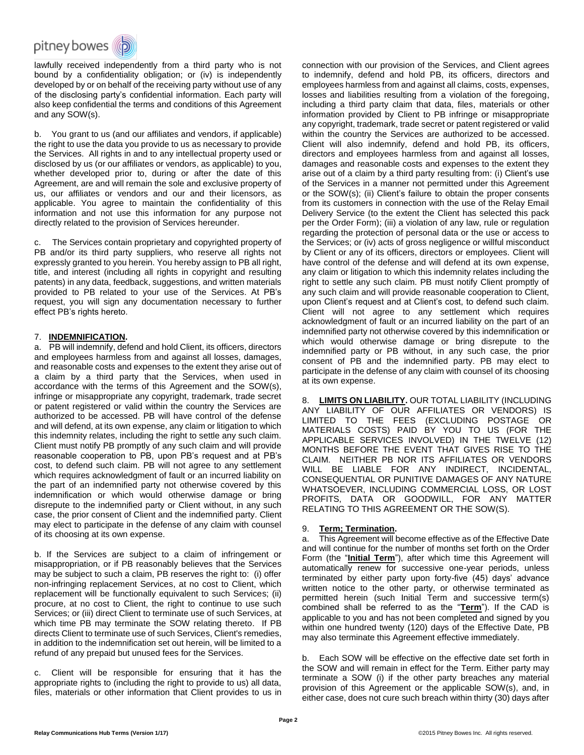lawfully received independently from a third party who is not bound by a confidentiality obligation; or (iv) is independently developed by or on behalf of the receiving party without use of any of the disclosing party's confidential information. Each party will also keep confidential the terms and conditions of this Agreement and any SOW(s).

b. You grant to us (and our affiliates and vendors, if applicable) the right to use the data you provide to us as necessary to provide the Services. All rights in and to any intellectual property used or disclosed by us (or our affiliates or vendors, as applicable) to you, whether developed prior to, during or after the date of this Agreement, are and will remain the sole and exclusive property of us, our affiliates or vendors and our and their licensors, as applicable. You agree to maintain the confidentiality of this information and not use this information for any purpose not directly related to the provision of Services hereunder.

c. The Services contain proprietary and copyrighted property of PB and/or its third party suppliers, who reserve all rights not expressly granted to you herein. You hereby assign to PB all right, title, and interest (including all rights in copyright and resulting patents) in any data, feedback, suggestions, and written materials provided to PB related to your use of the Services. At PB's request, you will sign any documentation necessary to further effect PB's rights hereto.

7. **INDEMNIFICATION.**

a. PB will indemnify, defend and hold Client, its officers, directors and employees harmless from and against all losses, damages, and reasonable costs and expenses to the extent they arise out of a claim by a third party that the Services, when used in accordance with the terms of this Agreement and the SOW(s), infringe or misappropriate any copyright, trademark, trade secret or patent registered or valid within the country the Services are authorized to be accessed. PB will have control of the defense and will defend, at its own expense, any claim or litigation to which this indemnity relates, including the right to settle any such claim. Client must notify PB promptly of any such claim and will provide reasonable cooperation to PB, upon PB's request and at PB's cost, to defend such claim. PB will not agree to any settlement which requires acknowledgment of fault or an incurred liability on the part of an indemnified party not otherwise covered by this indemnification or which would otherwise damage or bring disrepute to the indemnified party or Client without, in any such case, the prior consent of Client and the indemnified party. Client may elect to participate in the defense of any claim with counsel of its choosing at its own expense.

b. If the Services are subject to a claim of infringement or misappropriation, or if PB reasonably believes that the Services may be subject to such a claim, PB reserves the right to: (i) offer non-infringing replacement Services, at no cost to Client, which replacement will be functionally equivalent to such Services; (ii) procure, at no cost to Client, the right to continue to use such Services; or (iii) direct Client to terminate use of such Services, at which time PB may terminate the SOW relating thereto. If PB directs Client to terminate use of such Services, Client's remedies, in addition to the indemnification set out herein, will be limited to a refund of any prepaid but unused fees for the Services.

c. Client will be responsible for ensuring that it has the appropriate rights to (including the right to provide to us) all data, files, materials or other information that Client provides to us in connection with our provision of the Services, and Client agrees to indemnify, defend and hold PB, its officers, directors and employees harmless from and against all claims, costs, expenses, losses and liabilities resulting from a violation of the foregoing, including a third party claim that data, files, materials or other information provided by Client to PB infringe or misappropriate any copyright, trademark, trade secret or patent registered or valid within the country the Services are authorized to be accessed. Client will also indemnify, defend and hold PB, its officers, directors and employees harmless from and against all losses, damages and reasonable costs and expenses to the extent they arise out of a claim by a third party resulting from: (i) Client's use of the Services in a manner not permitted under this Agreement or the SOW(s); (ii) Client's failure to obtain the proper consents from its customers in connection with the use of the Relay Email Delivery Service (to the extent the Client has selected this pack per the Order Form); (iii) a violation of any law, rule or regulation regarding the protection of personal data or the use or access to the Services; or (iv) acts of gross negligence or willful misconduct by Client or any of its officers, directors or employees. Client will have control of the defense and will defend at its own expense, any claim or litigation to which this indemnity relates including the right to settle any such claim. PB must notify Client promptly of any such claim and will provide reasonable cooperation to Client, upon Client's request and at Client's cost, to defend such claim. Client will not agree to any settlement which requires acknowledgment of fault or an incurred liability on the part of an indemnified party not otherwise covered by this indemnification or which would otherwise damage or bring disrepute to the indemnified party or PB without, in any such case, the prior consent of PB and the indemnified party. PB may elect to participate in the defense of any claim with counsel of its choosing at its own expense.

8. **LIMITS ON LIABILITY.** OUR TOTAL LIABILITY (INCLUDING ANY LIABILITY OF OUR AFFILIATES OR VENDORS) IS LIMITED TO THE FEES (EXCLUDING POSTAGE OR MATERIALS COSTS) PAID BY YOU TO US (FOR THE APPLICABLE SERVICES INVOLVED) IN THE TWELVE (12) MONTHS BEFORE THE EVENT THAT GIVES RISE TO THE CLAIM. NEITHER PB NOR ITS AFFILIATES OR VENDORS WILL BE LIABLE FOR ANY INDIRECT, INCIDENTAL, CONSEQUENTIAL OR PUNITIVE DAMAGES OF ANY NATURE WHATSOEVER, INCLUDING COMMERCIAL LOSS, OR LOST PROFITS, DATA OR GOODWILL, FOR ANY MATTER RELATING TO THIS AGREEMENT OR THE SOW(S).

9. **Term; Termination.**

a. This Agreement will become effective as of the Effective Date and will continue for the number of months set forth on the Order Form (the "**Initial Term**"), after which time this Agreement will automatically renew for successive one-year periods, unless terminated by either party upon forty-five (45) days' advance written notice to the other party, or otherwise terminated as permitted herein (such Initial Term and successive term(s) combined shall be referred to as the "**Term**"). If the CAD is applicable to you and has not been completed and signed by you within one hundred twenty (120) days of the Effective Date, PB may also terminate this Agreement effective immediately.

b. Each SOW will be effective on the effective date set forth in the SOW and will remain in effect for the Term. Either party may terminate a SOW (i) if the other party breaches any material provision of this Agreement or the applicable SOW(s), and, in either case, does not cure such breach within thirty (30) days after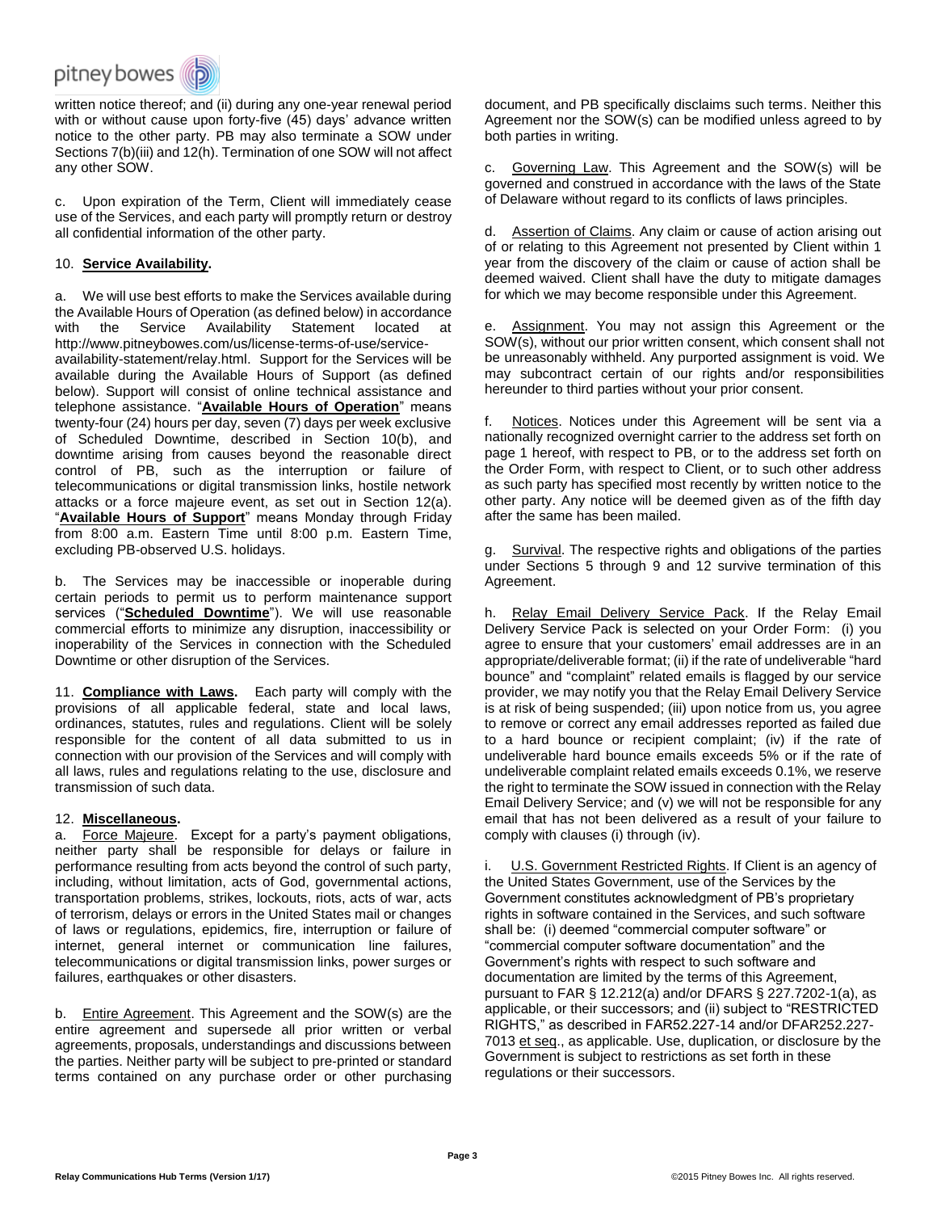written notice thereof; and (ii) during any one-year renewal period with or without cause upon forty-five (45) days' advance written notice to the other party. PB may also terminate a SOW under Sections 7(b)(iii) and 12(h). Termination of one SOW will not affect any other SOW.

c. Upon expiration of the Term, Client will immediately cease use of the Services, and each party will promptly return or destroy all confidential information of the other party.

10. **Service Availability.**

a. We will use best efforts to make the Services available during the Available Hours of Operation (as defined below) in accordance with the Service Availability Statement located at http://www.pitneybowes.com/us/license-terms-of-use/service-availability-statement/relay.html. Support for the Services will be available during the Available Hours of Support (as defined below). Support will consist of online technical assistance and telephone assistance. "**Available Hours of Operation**" means twenty-four (24) hours per day, seven (7) days per week exclusive of Scheduled Downtime, described in Section 10(b), and downtime arising from causes beyond the reasonable direct control of PB, such as the interruption or failure of telecommunications or digital transmission links, hostile network attacks or a force majeure event, as set out in Section 12(a). "**Available Hours of Support**" means Monday through Friday from 8:00 a.m. Eastern Time until 8:00 p.m. Eastern Time, excluding PB-observed U.S. holidays.

b. The Services may be inaccessible or inoperable during certain periods to permit us to perform maintenance support services ("**Scheduled Downtime**"). We will use reasonable commercial efforts to minimize any disruption, inaccessibility or inoperability of the Services in connection with the Scheduled Downtime or other disruption of the Services.

11. **Compliance with Laws.** Each party will comply with the provisions of all applicable federal, state and local laws, ordinances, statutes, rules and regulations. Client will be solely responsible for the content of all data submitted to us in connection with our provision of the Services and will comply with all laws, rules and regulations relating to the use, disclosure and transmission of such data.

12. **Miscellaneous.**

a. Force Majeure. Except for a party's payment obligations, neither party shall be responsible for delays or failure in performance resulting from acts beyond the control of such party, including, without limitation, acts of God, governmental actions, transportation problems, strikes, lockouts, riots, acts of war, acts of terrorism, delays or errors in the United States mail or changes of laws or regulations, epidemics, fire, interruption or failure of internet, general internet or communication line failures, telecommunications or digital transmission links, power surges or failures, earthquakes or other disasters.

b. Entire Agreement. This Agreement and the SOW(s) are the entire agreement and supersede all prior written or verbal agreements, proposals, understandings and discussions between the parties. Neither party will be subject to pre-printed or standard terms contained on any purchase order or other purchasing document, and PB specifically disclaims such terms. Neither this Agreement nor the SOW(s) can be modified unless agreed to by both parties in writing.

c. Governing Law. This Agreement and the SOW(s) will be governed and construed in accordance with the laws of the State of Delaware without regard to its conflicts of laws principles.

d. Assertion of Claims. Any claim or cause of action arising out of or relating to this Agreement not presented by Client within 1 year from the discovery of the claim or cause of action shall be deemed waived. Client shall have the duty to mitigate damages for which we may become responsible under this Agreement.

e. Assignment. You may not assign this Agreement or the SOW(s), without our prior written consent, which consent shall not be unreasonably withheld. Any purported assignment is void. We may subcontract certain of our rights and/or responsibilities hereunder to third parties without your prior consent.

f. Notices. Notices under this Agreement will be sent via a nationally recognized overnight carrier to the address set forth on page 1 hereof, with respect to PB, or to the address set forth on the Order Form, with respect to Client, or to such other address as such party has specified most recently by written notice to the other party. Any notice will be deemed given as of the fifth day after the same has been mailed.

g. Survival. The respective rights and obligations of the parties under Sections 5 through 9 and 12 survive termination of this Agreement.

h. Relay Email Delivery Service Pack. If the Relay Email Delivery Service Pack is selected on your Order Form: (i) you agree to ensure that your customers' email addresses are in an appropriate/deliverable format; (ii) if the rate of undeliverable "hard bounce" and "complaint" related emails is flagged by our service provider, we may notify you that the Relay Email Delivery Service is at risk of being suspended; (iii) upon notice from us, you agree to remove or correct any email addresses reported as failed due to a hard bounce or recipient complaint; (iv) if the rate of undeliverable hard bounce emails exceeds 5% or if the rate of undeliverable complaint related emails exceeds 0.1%, we reserve the right to terminate the SOW issued in connection with the Relay Email Delivery Service; and (v) we will not be responsible for any email that has not been delivered as a result of your failure to comply with clauses (i) through (iv).

i. U.S. Government Restricted Rights. If Client is an agency of the United States Government, use of the Services by the Government constitutes acknowledgment of PB's proprietary rights in software contained in the Services, and such software shall be: (i) deemed "commercial computer software" or "commercial computer software documentation" and the Government's rights with respect to such software and documentation are limited by the terms of this Agreement, pursuant to FAR § 12.212(a) and/or DFARS § 227.7202-1(a), as applicable, or their successors; and (ii) subject to "RESTRICTED RIGHTS," as described in FAR52.227-14 and/or DFAR252.227-7013 et seq., as applicable. Use, duplication, or disclosure by the Government is subject to restrictions as set forth in these regulations or their successors.